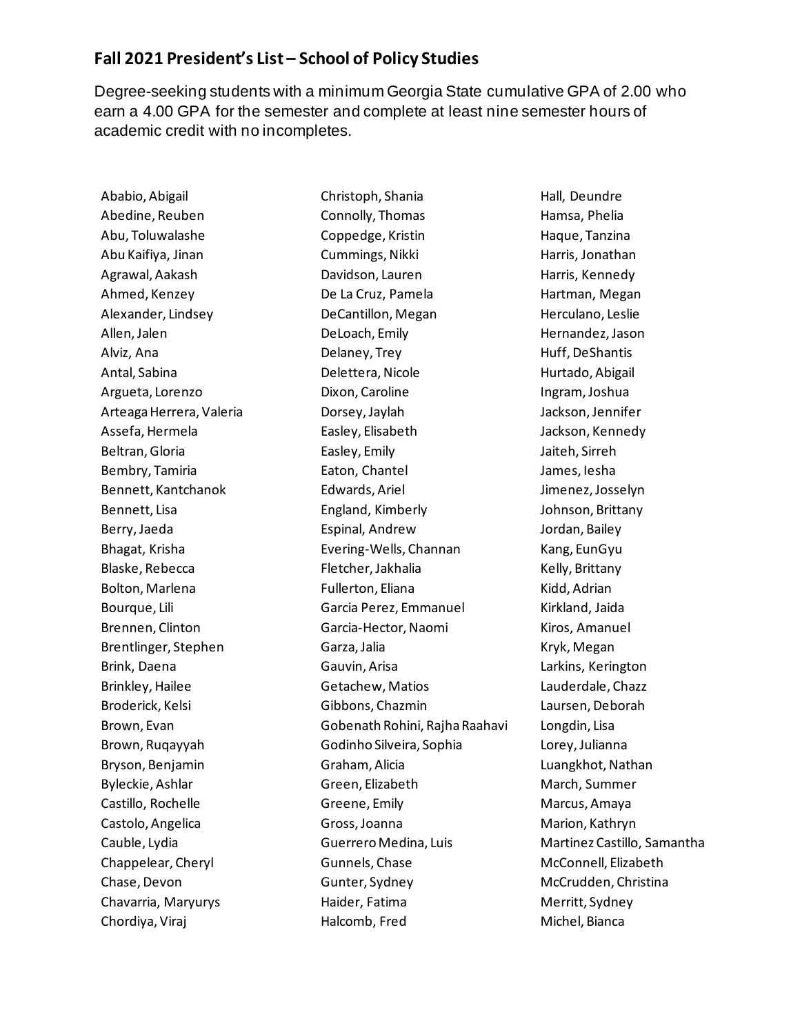## Fall 2021 President's List – School of Policy Studies

Degree-seeking students with a minimum Georgia State cumulative GPA of 2.00 who earn a 4.00 GPA for the semester and complete at least nine semester hours of academic credit with no incompletes.

Ababio, Abigail
Abedine, Reuben
Abu, Toluwalashe
Abu Kaifiya, Jinan
Agrawal, Aakash
Ahmed, Kenzey
Alexander, Lindsey
Allen, Jalen
Alviz, Ana
Antal, Sabina
Argueta, Lorenzo
Arteaga Herrera, Valeria
Assefa, Hermela
Beltran, Gloria
Bembry, Tamiria
Bennett, Kantchanok
Bennett, Lisa
Berry, Jaeda
Bhagat, Krisha
Blaske, Rebecca
Bolton, Marlena
Bourque, Lili
Brennen, Clinton
Brentlinger, Stephen
Brink, Daena
Brinkley, Hailee
Broderick, Kelsi
Brown, Evan
Brown, Ruqayyah
Bryson, Benjamin
Byleckie, Ashlar
Castillo, Rochelle
Castolo, Angelica
Cauble, Lydia
Chappelear, Cheryl
Chase, Devon
Chavarria, Maryurys
Chordiya, Viraj
Christoph, Shania
Connolly, Thomas
Coppedge, Kristin
Cummings, Nikki
Davidson, Lauren
De La Cruz, Pamela
DeCantillon, Megan
DeLoach, Emily
Delaney, Trey
Delettera, Nicole
Dixon, Caroline
Dorsey, Jaylah
Easley, Elisabeth
Easley, Emily
Eaton, Chantel
Edwards, Ariel
England, Kimberly
Espinal, Andrew
Evering-Wells, Channan
Fletcher, Jakhalia
Fullerton, Eliana
Garcia Perez, Emmanuel
Garcia-Hector, Naomi
Garza, Jalia
Gauvin, Arisa
Getachew, Matios
Gibbons, Chazmin
Gobenath Rohini, Rajha Raahavi
Godinho Silveira, Sophia
Graham, Alicia
Green, Elizabeth
Greene, Emily
Gross, Joanna
Guerrero Medina, Luis
Gunnels, Chase
Gunter, Sydney
Haider, Fatima
Halcomb, Fred
Hall, Deundre
Hamsa, Phelia
Haque, Tanzina
Harris, Jonathan
Harris, Kennedy
Hartman, Megan
Herculano, Leslie
Hernandez, Jason
Huff, DeShantis
Hurtado, Abigail
Ingram, Joshua
Jackson, Jennifer
Jackson, Kennedy
Jaiteh, Sirreh
James, Iesha
Jimenez, Josselyn
Johnson, Brittany
Jordan, Bailey
Kang, EunGyu
Kelly, Brittany
Kidd, Adrian
Kirkland, Jaida
Kiros, Amanuel
Kryk, Megan
Larkins, Kerington
Lauderdale, Chazz
Laursen, Deborah
Longdin, Lisa
Lorey, Julianna
Luangkhot, Nathan
March, Summer
Marcus, Amaya
Marion, Kathryn
Martinez Castillo, Samantha
McConnell, Elizabeth
McCrudden, Christina
Merritt, Sydney
Michel, Bianca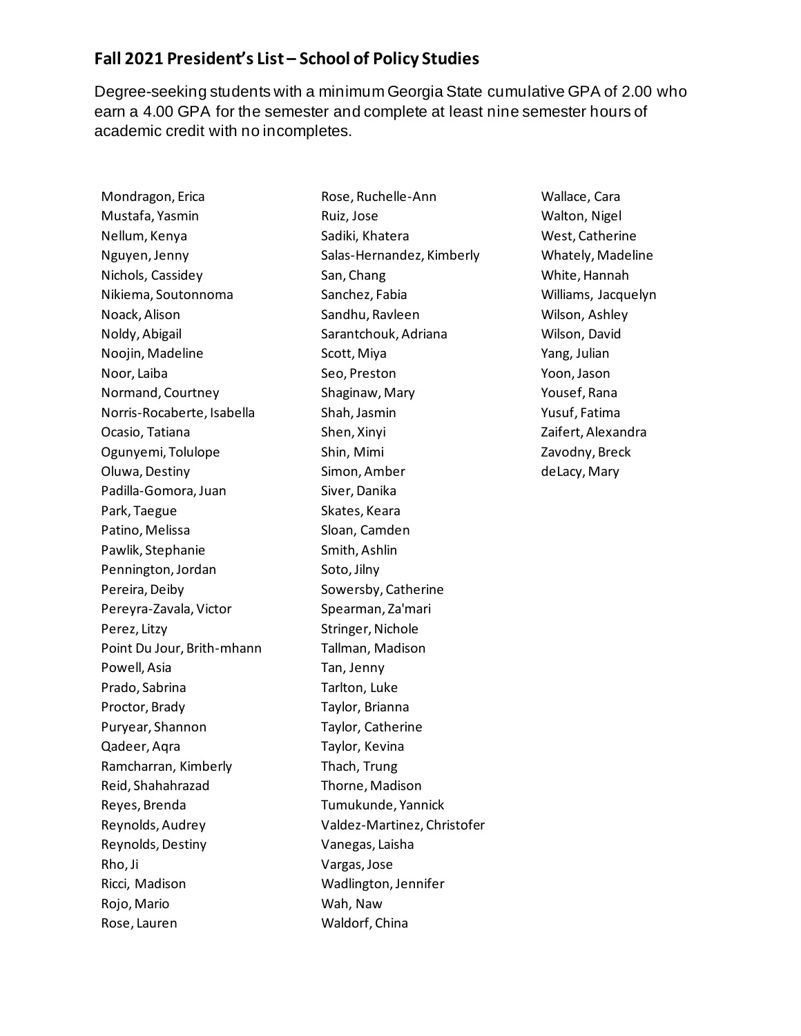### Fall 2021 President's List – School of Policy Studies

Degree-seeking students with a minimum Georgia State cumulative GPA of 2.00 who earn a 4.00 GPA for the semester and complete at least nine semester hours of academic credit with no incompletes.

Mondragon, Erica
Mustafa, Yasmin
Nellum, Kenya
Nguyen, Jenny
Nichols, Cassidey
Nikiema, Soutonnoma
Noack, Alison
Noldy, Abigail
Noojin, Madeline
Noor, Laiba
Normand, Courtney
Norris-Rocaberte, Isabella
Ocasio, Tatiana
Ogunyemi, Tolulope
Oluwa, Destiny
Padilla-Gomora, Juan
Park, Taegue
Patino, Melissa
Pawlik, Stephanie
Pennington, Jordan
Pereira, Deiby
Pereyra-Zavala, Victor
Perez, Litzy
Point Du Jour, Brith-mhann
Powell, Asia
Prado, Sabrina
Proctor, Brady
Puryear, Shannon
Qadeer, Aqra
Ramcharran, Kimberly
Reid, Shahahrazad
Reyes, Brenda
Reynolds, Audrey
Reynolds, Destiny
Rho, Ji
Ricci, Madison
Rojo, Mario
Rose, Lauren
Rose, Ruchelle-Ann
Ruiz, Jose
Sadiki, Khatera
Salas-Hernandez, Kimberly
San, Chang
Sanchez, Fabia
Sandhu, Ravleen
Sarantchouk, Adriana
Scott, Miya
Seo, Preston
Shaginaw, Mary
Shah, Jasmin
Shen, Xinyi
Shin, Mimi
Simon, Amber
Siver, Danika
Skates, Keara
Sloan, Camden
Smith, Ashlin
Soto, Jilny
Sowersby, Catherine
Spearman, Za'mari
Stringer, Nichole
Tallman, Madison
Tan, Jenny
Tarlton, Luke
Taylor, Brianna
Taylor, Catherine
Taylor, Kevina
Thach, Trung
Thorne, Madison
Tumukunde, Yannick
Valdez-Martinez, Christofer
Vanegas, Laisha
Vargas, Jose
Wadlington, Jennifer
Wah, Naw
Waldorf, China
Wallace, Cara
Walton, Nigel
West, Catherine
Whately, Madeline
White, Hannah
Williams, Jacquelyn
Wilson, Ashley
Wilson, David
Yang, Julian
Yoon, Jason
Yousef, Rana
Yusuf, Fatima
Zaifert, Alexandra
Zavodny, Breck
deLacy, Mary